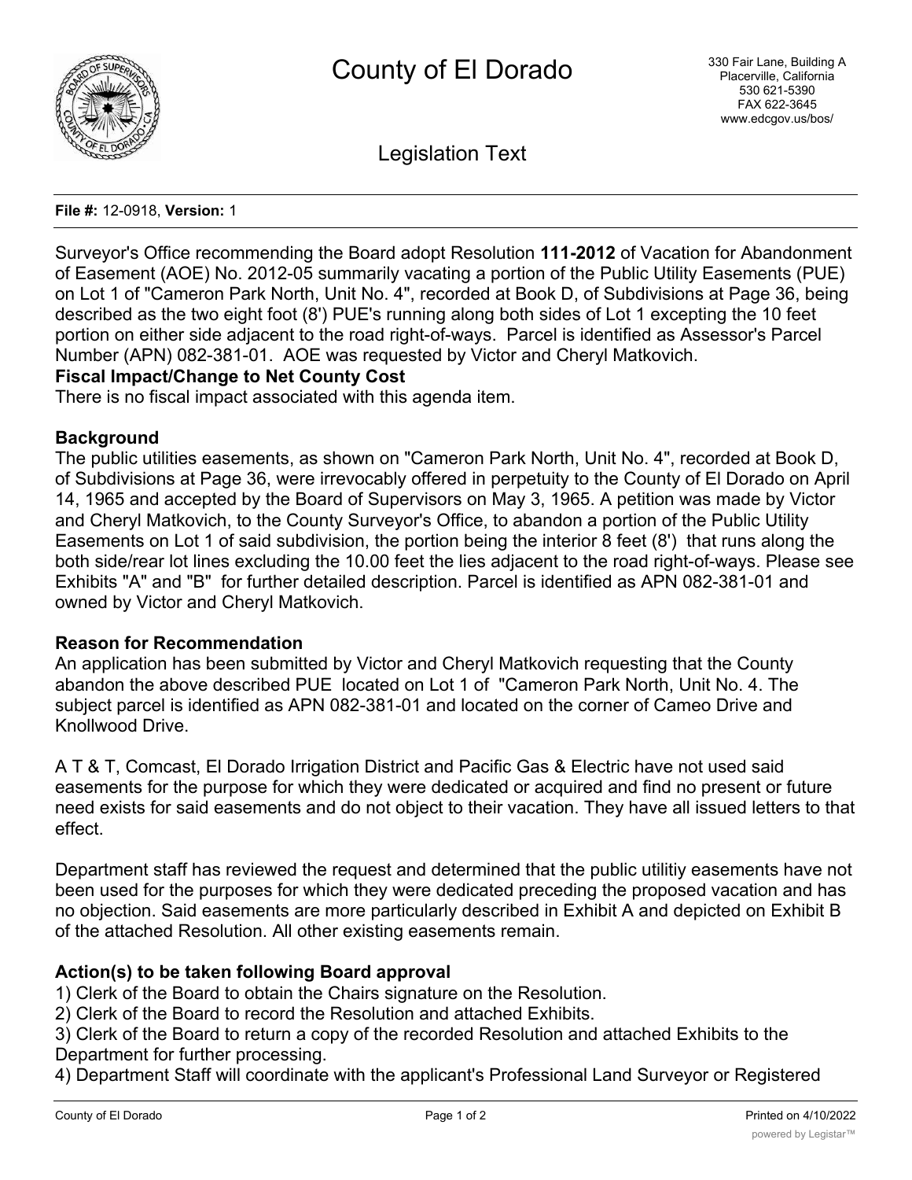# County of El Dorado

330 Fair Lane, Building A
Placerville, California
530 621-5390
FAX 622-3645
www.edcgov.us/bos/

Legislation Text

**File #:** 12-0918, **Version:** 1

Surveyor's Office recommending the Board adopt Resolution **111-2012** of Vacation for Abandonment of Easement (AOE) No. 2012-05 summarily vacating a portion of the Public Utility Easements (PUE) on Lot 1 of "Cameron Park North, Unit No. 4", recorded at Book D, of Subdivisions at Page 36, being described as the two eight foot (8') PUE's running along both sides of Lot 1 excepting the 10 feet portion on either side adjacent to the road right-of-ways. Parcel is identified as Assessor's Parcel Number (APN) 082-381-01. AOE was requested by Victor and Cheryl Matkovich.

**Fiscal Impact/Change to Net County Cost**

There is no fiscal impact associated with this agenda item.

**Background**

The public utilities easements, as shown on "Cameron Park North, Unit No. 4", recorded at Book D, of Subdivisions at Page 36, were irrevocably offered in perpetuity to the County of El Dorado on April 14, 1965 and accepted by the Board of Supervisors on May 3, 1965. A petition was made by Victor and Cheryl Matkovich, to the County Surveyor's Office, to abandon a portion of the Public Utility Easements on Lot 1 of said subdivision, the portion being the interior 8 feet (8') that runs along the both side/rear lot lines excluding the 10.00 feet the lies adjacent to the road right-of-ways. Please see Exhibits "A" and "B" for further detailed description. Parcel is identified as APN 082-381-01 and owned by Victor and Cheryl Matkovich.

**Reason for Recommendation**

An application has been submitted by Victor and Cheryl Matkovich requesting that the County abandon the above described PUE located on Lot 1 of "Cameron Park North, Unit No. 4. The subject parcel is identified as APN 082-381-01 and located on the corner of Cameo Drive and Knollwood Drive.

A T & T, Comcast, El Dorado Irrigation District and Pacific Gas & Electric have not used said easements for the purpose for which they were dedicated or acquired and find no present or future need exists for said easements and do not object to their vacation. They have all issued letters to that effect.

Department staff has reviewed the request and determined that the public utilitiy easements have not been used for the purposes for which they were dedicated preceding the proposed vacation and has no objection. Said easements are more particularly described in Exhibit A and depicted on Exhibit B of the attached Resolution. All other existing easements remain.

**Action(s) to be taken following Board approval**

1) Clerk of the Board to obtain the Chairs signature on the Resolution.
2) Clerk of the Board to record the Resolution and attached Exhibits.
3) Clerk of the Board to return a copy of the recorded Resolution and attached Exhibits to the Department for further processing.
4) Department Staff will coordinate with the applicant's Professional Land Surveyor or Registered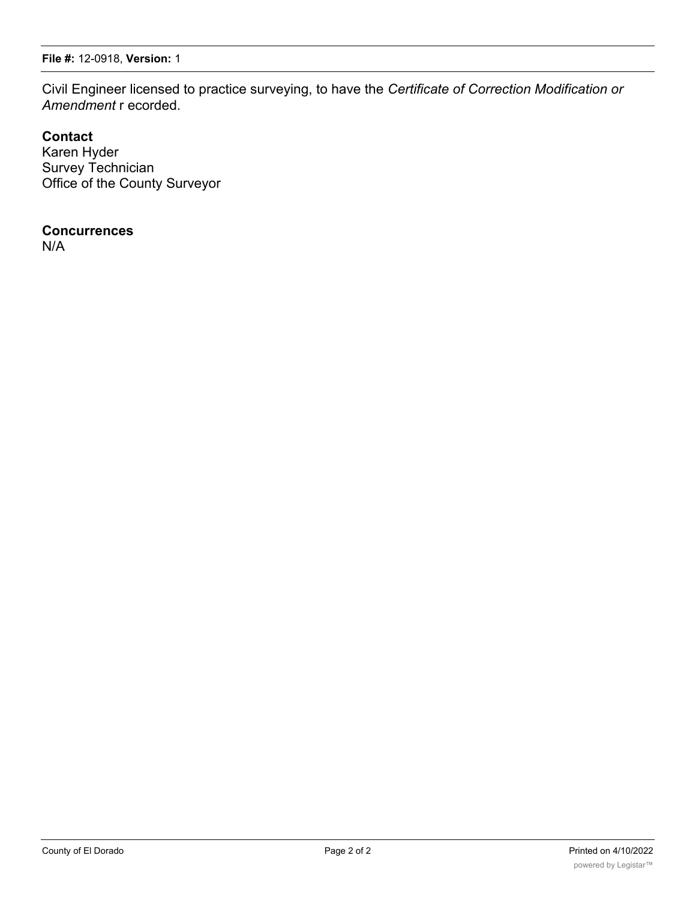Civil Engineer licensed to practice surveying, to have the *Certificate of Correction Modification or Amendment* r ecorded.

## Contact

Karen Hyder
Survey Technician
Office of the County Surveyor

## Concurrences

N/A